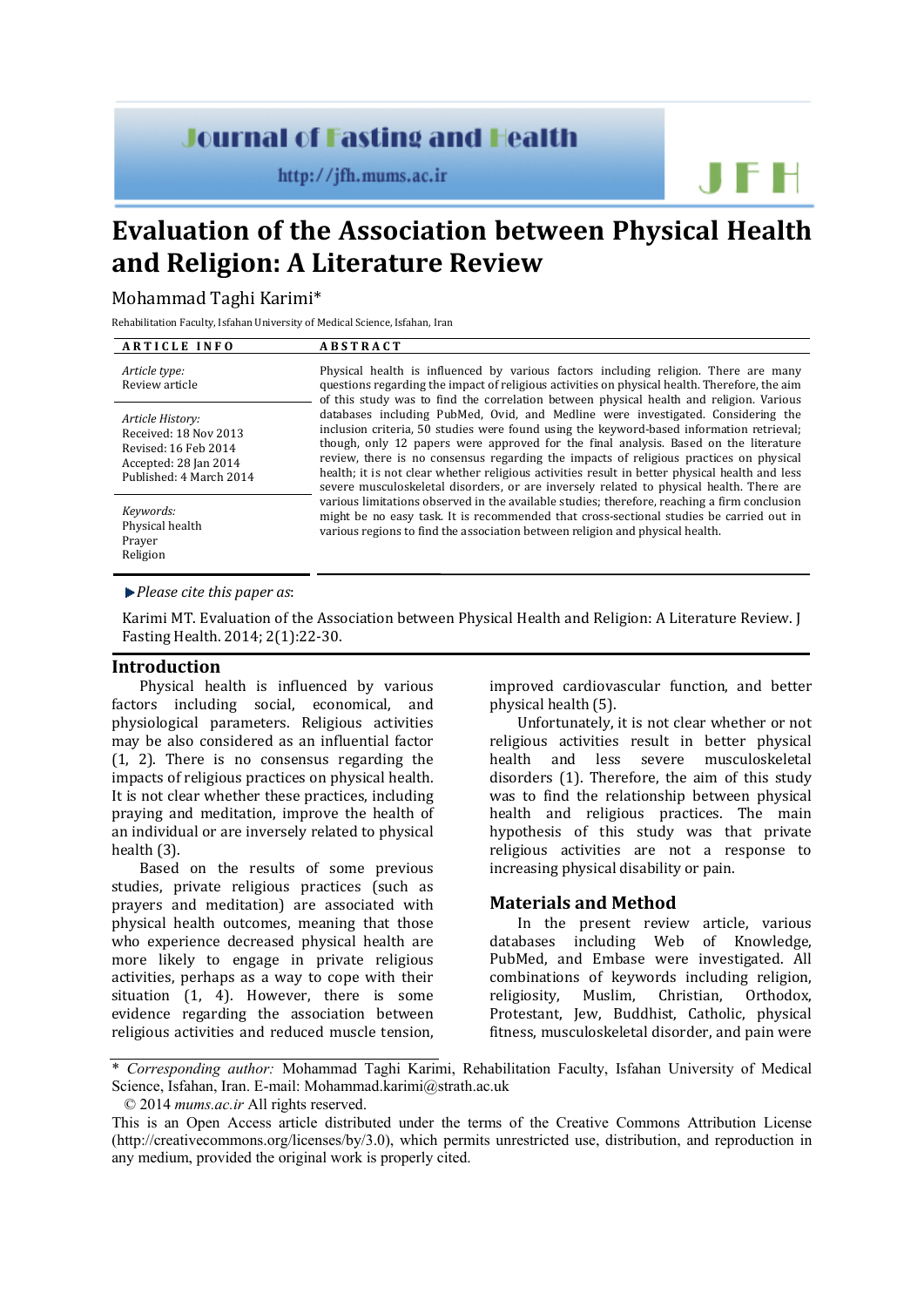# Evaluation of the Association between Physical Health and Religion: A Literature Review

Mohammad Taghi Karimi*

Rehabilitation Faculty, Isfahan University of Medical Science, Isfahan, Iran

**ARTICLE INFO**

*Article type:*
Review article

*Article History:*
Received: 18 Nov 2013
Revised: 16 Feb 2014
Accepted: 28 Jan 2014
Published: 4 March 2014

*Keywords:*
Physical health
Prayer
Religion

**ABSTRACT**

Physical health is influenced by various factors including religion. There are many questions regarding the impact of religious activities on physical health. Therefore, the aim of this study was to find the correlation between physical health and religion. Various databases including PubMed, Ovid, and Medline were investigated. Considering the inclusion criteria, 50 studies were found using the keyword-based information retrieval; though, only 12 papers were approved for the final analysis. Based on the literature review, there is no consensus regarding the impacts of religious practices on physical health; it is not clear whether religious activities result in better physical health and less severe musculoskeletal disorders, or are inversely related to physical health. There are various limitations observed in the available studies; therefore, reaching a firm conclusion might be no easy task. It is recommended that cross-sectional studies be carried out in various regions to find the association between religion and physical health.

*Please cite this paper as*:

Karimi MT. Evaluation of the Association between Physical Health and Religion: A Literature Review. J Fasting Health. 2014; 2(1):22-30.

## Introduction

Physical health is influenced by various factors including social, economical, and physiological parameters. Religious activities may be also considered as an influential factor (1, 2). There is no consensus regarding the impacts of religious practices on physical health. It is not clear whether these practices, including praying and meditation, improve the health of an individual or are inversely related to physical health (3).

Based on the results of some previous studies, private religious practices (such as prayers and meditation) are associated with physical health outcomes, meaning that those who experience decreased physical health are more likely to engage in private religious activities, perhaps as a way to cope with their situation (1, 4). However, there is some evidence regarding the association between religious activities and reduced muscle tension, improved cardiovascular function, and better physical health (5).

Unfortunately, it is not clear whether or not religious activities result in better physical health and less severe musculoskeletal disorders (1). Therefore, the aim of this study was to find the relationship between physical health and religious practices. The main hypothesis of this study was that private religious activities are not a response to increasing physical disability or pain.

## Materials and Method

In the present review article, various databases including Web of Knowledge, PubMed, and Embase were investigated. All combinations of keywords including religion, religiosity, Muslim, Christian, Orthodox, Protestant, Jew, Buddhist, Catholic, physical fitness, musculoskeletal disorder, and pain were

\* *Corresponding author:* Mohammad Taghi Karimi, Rehabilitation Faculty, Isfahan University of Medical Science, Isfahan, Iran. E-mail: Mohammad.karimi@strath.ac.uk

© 2014 *mums.ac.ir* All rights reserved.

This is an Open Access article distributed under the terms of the Creative Commons Attribution License (http://creativecommons.org/licenses/by/3.0), which permits unrestricted use, distribution, and reproduction in any medium, provided the original work is properly cited.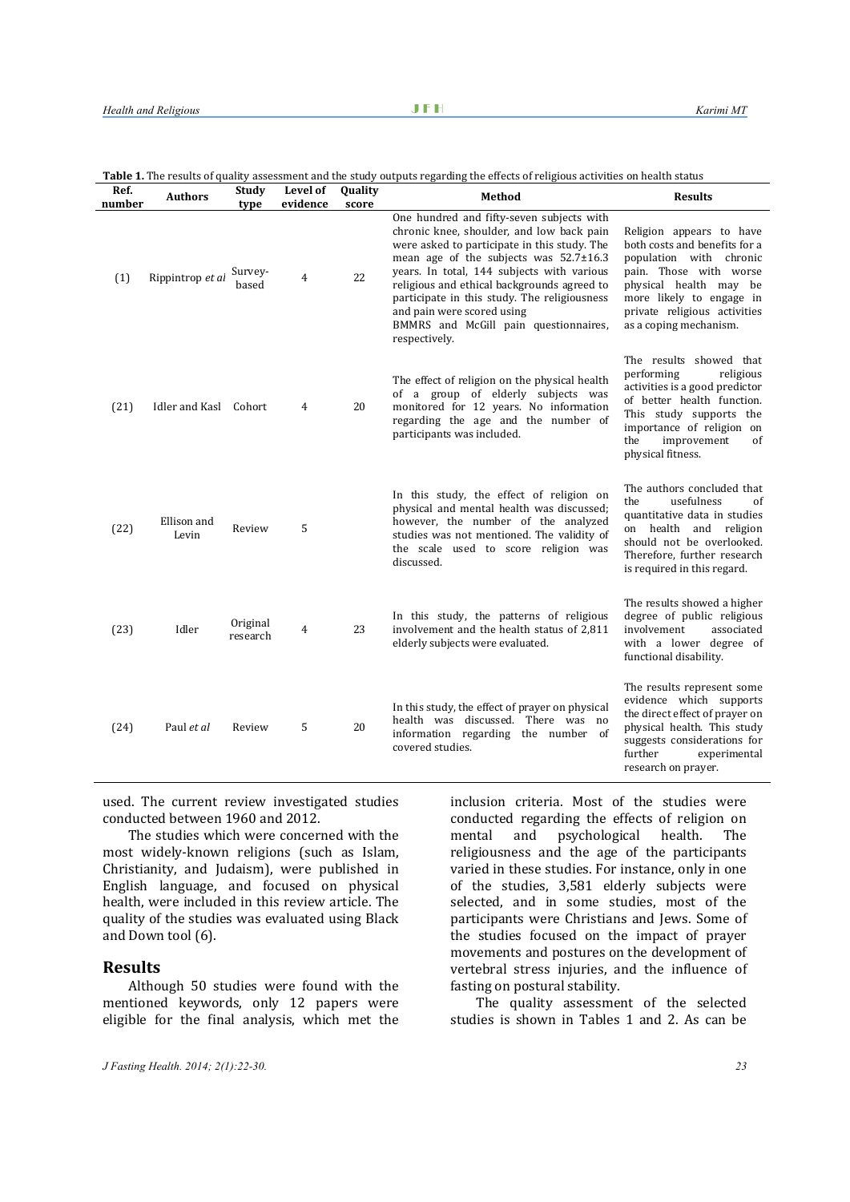**Table 1.** The results of quality assessment and the study outputs regarding the effects of religious activities on health status

| Ref. number | Authors | Study type | Level of evidence | Quality score | Method | Results |
|---|---|---|---|---|---|---|
| (1) | Rippintrop *et al* | Survey-based | 4 | 22 | One hundred and fifty-seven subjects with chronic knee, shoulder, and low back pain were asked to participate in this study. The mean age of the subjects was 52.7±16.3 years. In total, 144 subjects with various religious and ethical backgrounds agreed to participate in this study. The religiousness and pain were scored using BMMRS and McGill pain questionnaires, respectively. | Religion appears to have both costs and benefits for a population with chronic pain. Those with worse physical health may be more likely to engage in private religious activities as a coping mechanism. |
| (21) | Idler and Kasl | Cohort | 4 | 20 | The effect of religion on the physical health of a group of elderly subjects was monitored for 12 years. No information regarding the age and the number of participants was included. | The results showed that performing religious activities is a good predictor of better health function. This study supports the importance of religion on the improvement of physical fitness. |
| (22) | Ellison and Levin | Review | 5 | | In this study, the effect of religion on physical and mental health was discussed; however, the number of the analyzed studies was not mentioned. The validity of the scale used to score religion was discussed. | The authors concluded that the usefulness of quantitative data in studies on health and religion should not be overlooked. Therefore, further research is required in this regard. |
| (23) | Idler | Original research | 4 | 23 | In this study, the patterns of religious involvement and the health status of 2,811 elderly subjects were evaluated. | The results showed a higher degree of public religious involvement associated with a lower degree of functional disability. |
| (24) | Paul *et al* | Review | 5 | 20 | In this study, the effect of prayer on physical health was discussed. There was no information regarding the number of covered studies. | The results represent some evidence which supports the direct effect of prayer on physical health. This study suggests considerations for further experimental research on prayer. |

used. The current review investigated studies conducted between 1960 and 2012.

The studies which were concerned with the most widely-known religions (such as Islam, Christianity, and Judaism), were published in English language, and focused on physical health, were included in this review article. The quality of the studies was evaluated using Black and Down tool (6).

## Results

Although 50 studies were found with the mentioned keywords, only 12 papers were eligible for the final analysis, which met the inclusion criteria. Most of the studies were conducted regarding the effects of religion on mental and psychological health. The religiousness and the age of the participants varied in these studies. For instance, only in one of the studies, 3,581 elderly subjects were selected, and in some studies, most of the participants were Christians and Jews. Some of the studies focused on the impact of prayer movements and postures on the development of vertebral stress injuries, and the influence of fasting on postural stability.

The quality assessment of the selected studies is shown in Tables 1 and 2. As can be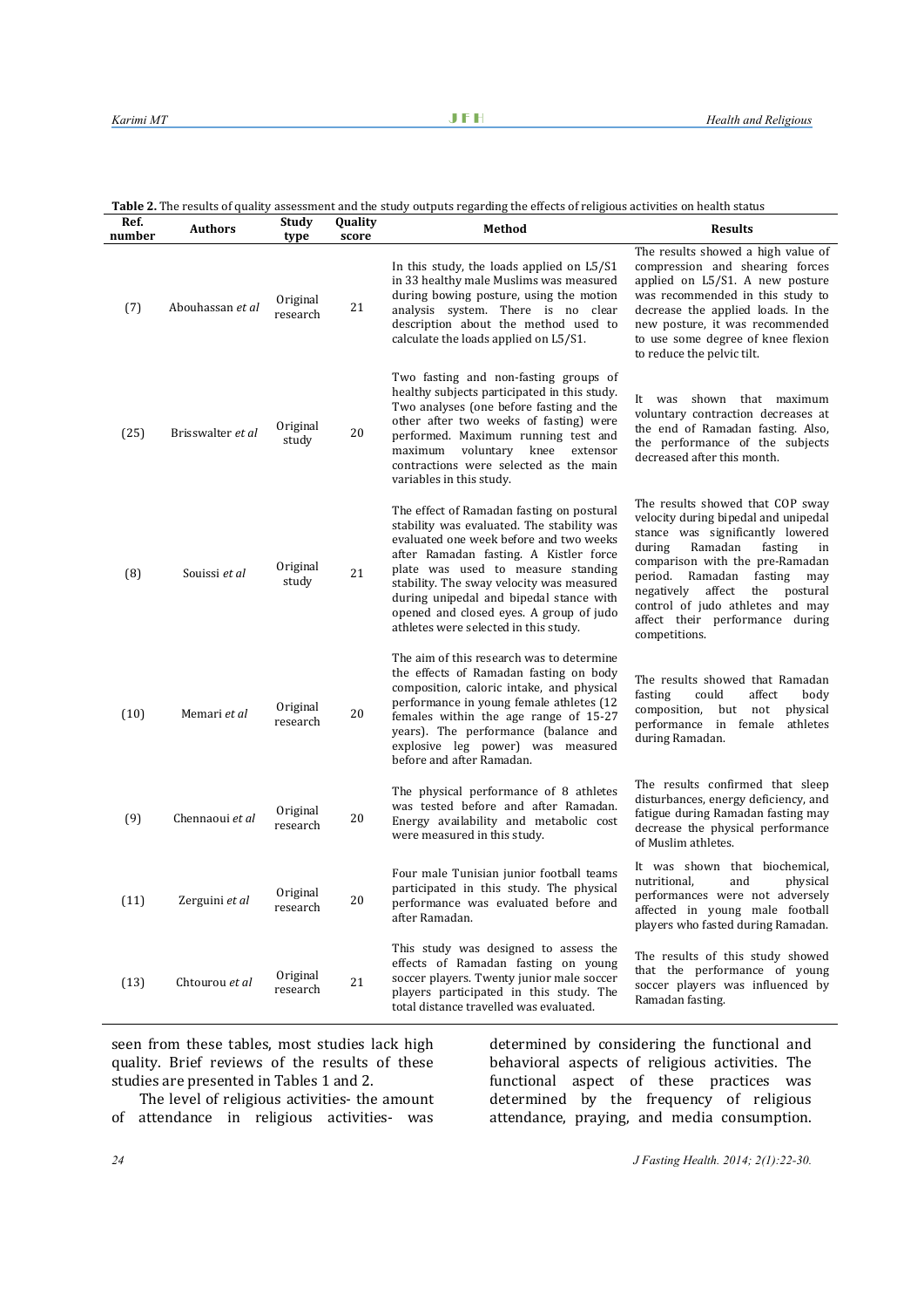**Table 2.** The results of quality assessment and the study outputs regarding the effects of religious activities on health status

| Ref. number | Authors | Study type | Quality score | Method | Results |
|---|---|---|---|---|---|
| (7) | Abouhassan *et al* | Original research | 21 | In this study, the loads applied on L5/S1 in 33 healthy male Muslims was measured during bowing posture, using the motion analysis system. There is no clear description about the method used to calculate the loads applied on L5/S1. | The results showed a high value of compression and shearing forces applied on L5/S1. A new posture was recommended in this study to decrease the applied loads. In the new posture, it was recommended to use some degree of knee flexion to reduce the pelvic tilt. |
| (25) | Brisswalter *et al* | Original study | 20 | Two fasting and non-fasting groups of healthy subjects participated in this study. Two analyses (one before fasting and the other after two weeks of fasting) were performed. Maximum running test and maximum voluntary knee extensor contractions were selected as the main variables in this study. | It was shown that maximum voluntary contraction decreases at the end of Ramadan fasting. Also, the performance of the subjects decreased after this month. |
| (8) | Souissi *et al* | Original study | 21 | The effect of Ramadan fasting on postural stability was evaluated. The stability was evaluated one week before and two weeks after Ramadan fasting. A Kistler force plate was used to measure standing stability. The sway velocity was measured during unipedal and bipedal stance with opened and closed eyes. A group of judo athletes were selected in this study. | The results showed that COP sway velocity during bipedal and unipedal stance was significantly lowered during Ramadan fasting in comparison with the pre-Ramadan period. Ramadan fasting may negatively affect the postural control of judo athletes and may affect their performance during competitions. |
| (10) | Memari *et al* | Original research | 20 | The aim of this research was to determine the effects of Ramadan fasting on body composition, caloric intake, and physical performance in young female athletes (12 females within the age range of 15-27 years). The performance (balance and explosive leg power) was measured before and after Ramadan. | The results showed that Ramadan fasting could affect body composition, but not physical performance in female athletes during Ramadan. |
| (9) | Chennaoui *et al* | Original research | 20 | The physical performance of 8 athletes was tested before and after Ramadan. Energy availability and metabolic cost were measured in this study. | The results confirmed that sleep disturbances, energy deficiency, and fatigue during Ramadan fasting may decrease the physical performance of Muslim athletes. |
| (11) | Zerguini *et al* | Original research | 20 | Four male Tunisian junior football teams participated in this study. The physical performance was evaluated before and after Ramadan. | It was shown that biochemical, nutritional, and physical performances were not adversely affected in young male football players who fasted during Ramadan. |
| (13) | Chtourou *et al* | Original research | 21 | This study was designed to assess the effects of Ramadan fasting on young soccer players. Twenty junior male soccer players participated in this study. The total distance travelled was evaluated. | The results of this study showed that the performance of young soccer players was influenced by Ramadan fasting. |

seen from these tables, most studies lack high quality. Brief reviews of the results of these studies are presented in Tables 1 and 2.

The level of religious activities- the amount of attendance in religious activities- was determined by considering the functional and behavioral aspects of religious activities. The functional aspect of these practices was determined by the frequency of religious attendance, praying, and media consumption.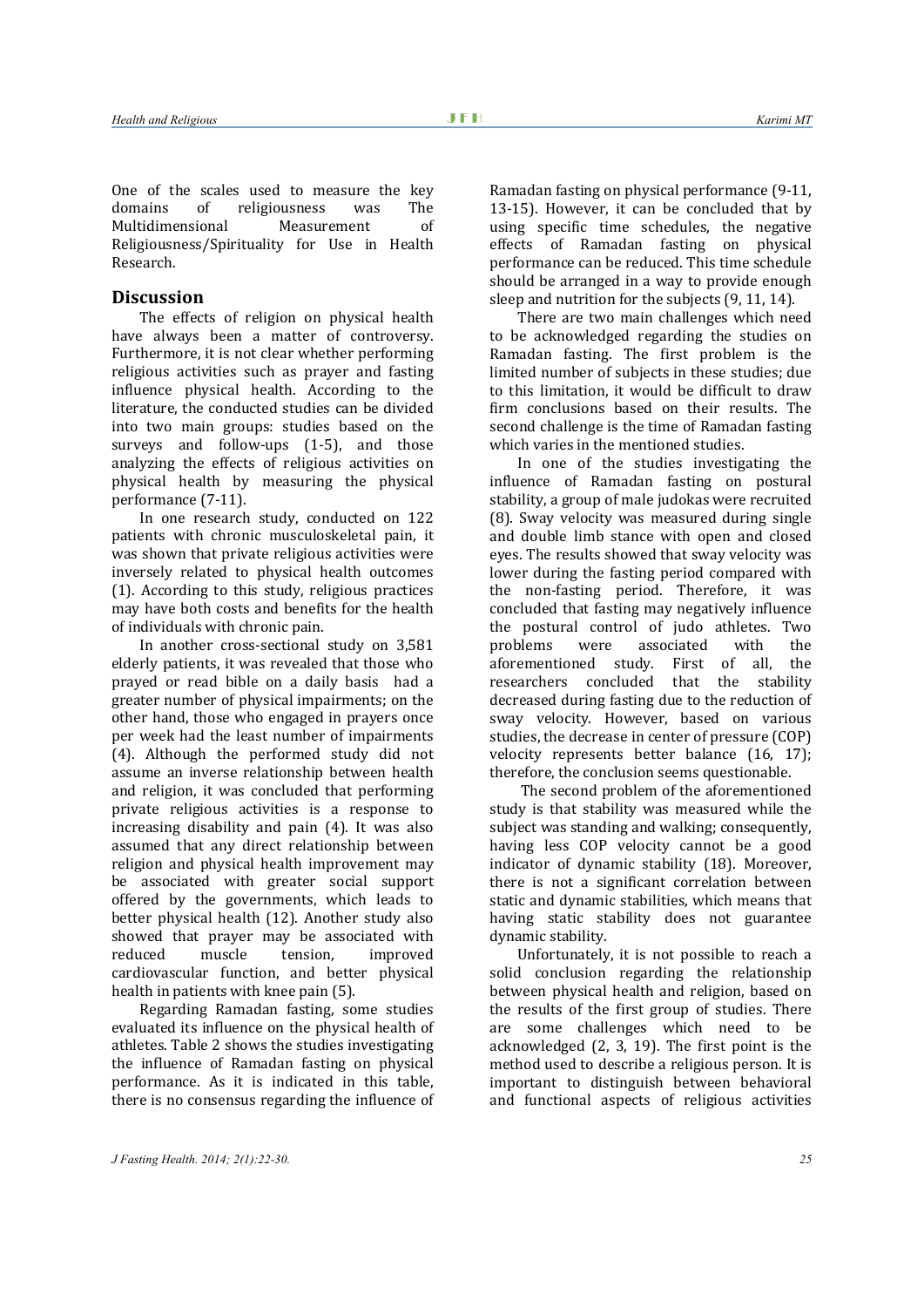One of the scales used to measure the key domains of religiousness was The Multidimensional Measurement of Religiousness/Spirituality for Use in Health Research.

## Discussion

The effects of religion on physical health have always been a matter of controversy. Furthermore, it is not clear whether performing religious activities such as prayer and fasting influence physical health. According to the literature, the conducted studies can be divided into two main groups: studies based on the surveys and follow-ups (1-5), and those analyzing the effects of religious activities on physical health by measuring the physical performance (7-11).

In one research study, conducted on 122 patients with chronic musculoskeletal pain, it was shown that private religious activities were inversely related to physical health outcomes (1). According to this study, religious practices may have both costs and benefits for the health of individuals with chronic pain.

In another cross-sectional study on 3,581 elderly patients, it was revealed that those who prayed or read bible on a daily basis had a greater number of physical impairments; on the other hand, those who engaged in prayers once per week had the least number of impairments (4). Although the performed study did not assume an inverse relationship between health and religion, it was concluded that performing private religious activities is a response to increasing disability and pain (4). It was also assumed that any direct relationship between religion and physical health improvement may be associated with greater social support offered by the governments, which leads to better physical health (12). Another study also showed that prayer may be associated with reduced muscle tension, improved cardiovascular function, and better physical health in patients with knee pain (5).

Regarding Ramadan fasting, some studies evaluated its influence on the physical health of athletes. Table 2 shows the studies investigating the influence of Ramadan fasting on physical performance. As it is indicated in this table, there is no consensus regarding the influence of Ramadan fasting on physical performance (9-11, 13-15). However, it can be concluded that by using specific time schedules, the negative effects of Ramadan fasting on physical performance can be reduced. This time schedule should be arranged in a way to provide enough sleep and nutrition for the subjects (9, 11, 14).

There are two main challenges which need to be acknowledged regarding the studies on Ramadan fasting. The first problem is the limited number of subjects in these studies; due to this limitation, it would be difficult to draw firm conclusions based on their results. The second challenge is the time of Ramadan fasting which varies in the mentioned studies.

In one of the studies investigating the influence of Ramadan fasting on postural stability, a group of male judokas were recruited (8). Sway velocity was measured during single and double limb stance with open and closed eyes. The results showed that sway velocity was lower during the fasting period compared with the non-fasting period. Therefore, it was concluded that fasting may negatively influence the postural control of judo athletes. Two problems were associated with the aforementioned study. First of all, the researchers concluded that the stability decreased during fasting due to the reduction of sway velocity. However, based on various studies, the decrease in center of pressure (COP) velocity represents better balance (16, 17); therefore, the conclusion seems questionable.

The second problem of the aforementioned study is that stability was measured while the subject was standing and walking; consequently, having less COP velocity cannot be a good indicator of dynamic stability (18). Moreover, there is not a significant correlation between static and dynamic stabilities, which means that having static stability does not guarantee dynamic stability.

Unfortunately, it is not possible to reach a solid conclusion regarding the relationship between physical health and religion, based on the results of the first group of studies. There are some challenges which need to be acknowledged (2, 3, 19). The first point is the method used to describe a religious person. It is important to distinguish between behavioral and functional aspects of religious activities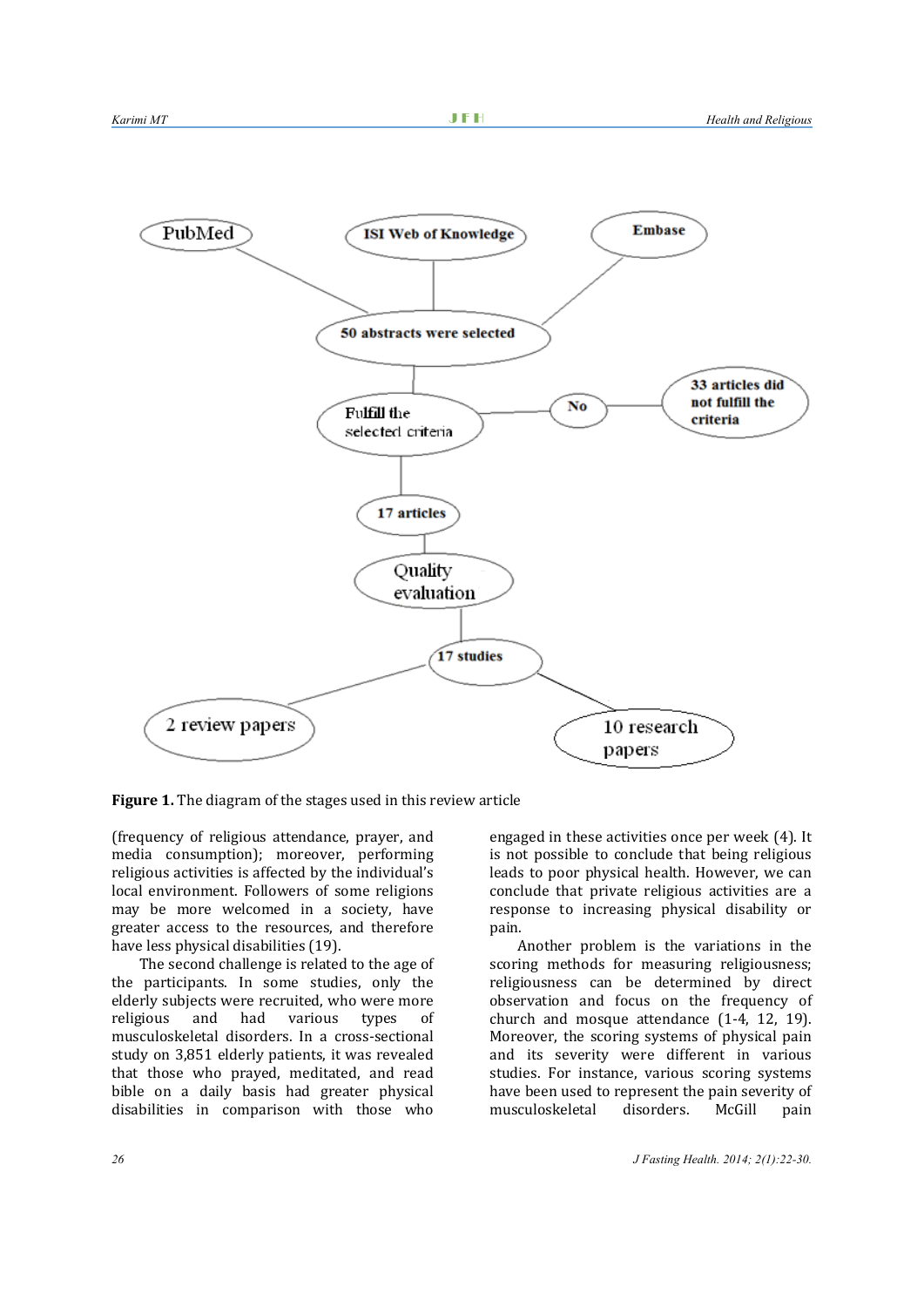PubMed

ISI Web of Knowledge

Embase

50 abstracts were selected

Fulfill the selected criteria

No

33 articles did not fulfill the criteria

17 articles

Quality evaluation

17 studies

2 review papers

10 research papers

**Figure 1.** The diagram of the stages used in this review article

(frequency of religious attendance, prayer, and media consumption); moreover, performing religious activities is affected by the individual's local environment. Followers of some religions may be more welcomed in a society, have greater access to the resources, and therefore have less physical disabilities (19).

The second challenge is related to the age of the participants. In some studies, only the elderly subjects were recruited, who were more religious and had various types of musculoskeletal disorders. In a cross-sectional study on 3,851 elderly patients, it was revealed that those who prayed, meditated, and read bible on a daily basis had greater physical disabilities in comparison with those who engaged in these activities once per week (4). It is not possible to conclude that being religious leads to poor physical health. However, we can conclude that private religious activities are a response to increasing physical disability or pain.

Another problem is the variations in the scoring methods for measuring religiousness; religiousness can be determined by direct observation and focus on the frequency of church and mosque attendance (1-4, 12, 19). Moreover, the scoring systems of physical pain and its severity were different in various studies. For instance, various scoring systems have been used to represent the pain severity of musculoskeletal disorders. McGill pain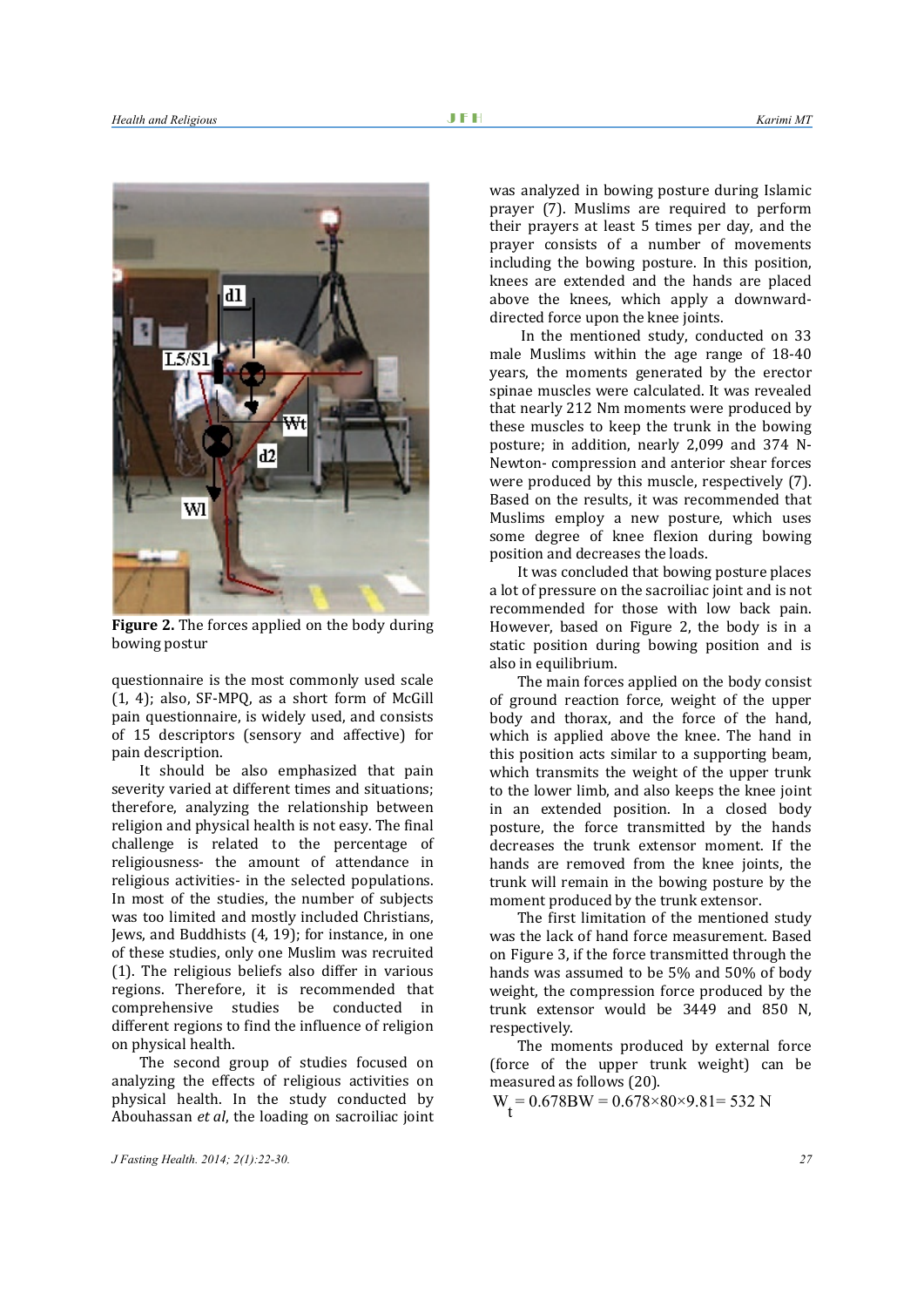**Figure 2.** The forces applied on the body during bowing postur

questionnaire is the most commonly used scale (1, 4); also, SF-MPQ, as a short form of McGill pain questionnaire, is widely used, and consists of 15 descriptors (sensory and affective) for pain description.

It should be also emphasized that pain severity varied at different times and situations; therefore, analyzing the relationship between religion and physical health is not easy. The final challenge is related to the percentage of religiousness- the amount of attendance in religious activities- in the selected populations. In most of the studies, the number of subjects was too limited and mostly included Christians, Jews, and Buddhists (4, 19); for instance, in one of these studies, only one Muslim was recruited (1). The religious beliefs also differ in various regions. Therefore, it is recommended that comprehensive studies be conducted in different regions to find the influence of religion on physical health.

The second group of studies focused on analyzing the effects of religious activities on physical health. In the study conducted by Abouhassan *et al*, the loading on sacroiliac joint was analyzed in bowing posture during Islamic prayer (7). Muslims are required to perform their prayers at least 5 times per day, and the prayer consists of a number of movements including the bowing posture. In this position, knees are extended and the hands are placed above the knees, which apply a downward-directed force upon the knee joints.

In the mentioned study, conducted on 33 male Muslims within the age range of 18-40 years, the moments generated by the erector spinae muscles were calculated. It was revealed that nearly 212 Nm moments were produced by these muscles to keep the trunk in the bowing posture; in addition, nearly 2,099 and 374 N-Newton- compression and anterior shear forces were produced by this muscle, respectively (7). Based on the results, it was recommended that Muslims employ a new posture, which uses some degree of knee flexion during bowing position and decreases the loads.

It was concluded that bowing posture places a lot of pressure on the sacroiliac joint and is not recommended for those with low back pain. However, based on Figure 2, the body is in a static position during bowing position and is also in equilibrium.

The main forces applied on the body consist of ground reaction force, weight of the upper body and thorax, and the force of the hand, which is applied above the knee. The hand in this position acts similar to a supporting beam, which transmits the weight of the upper trunk to the lower limb, and also keeps the knee joint in an extended position. In a closed body posture, the force transmitted by the hands decreases the trunk extensor moment. If the hands are removed from the knee joints, the trunk will remain in the bowing posture by the moment produced by the trunk extensor.

The first limitation of the mentioned study was the lack of hand force measurement. Based on Figure 3, if the force transmitted through the hands was assumed to be 5% and 50% of body weight, the compression force produced by the trunk extensor would be 3449 and 850 N, respectively.

The moments produced by external force (force of the upper trunk weight) can be measured as follows (20).

$$W_t = 0.678BW = 0.678 \times 80 \times 9.81 = 532 \text{ N}$$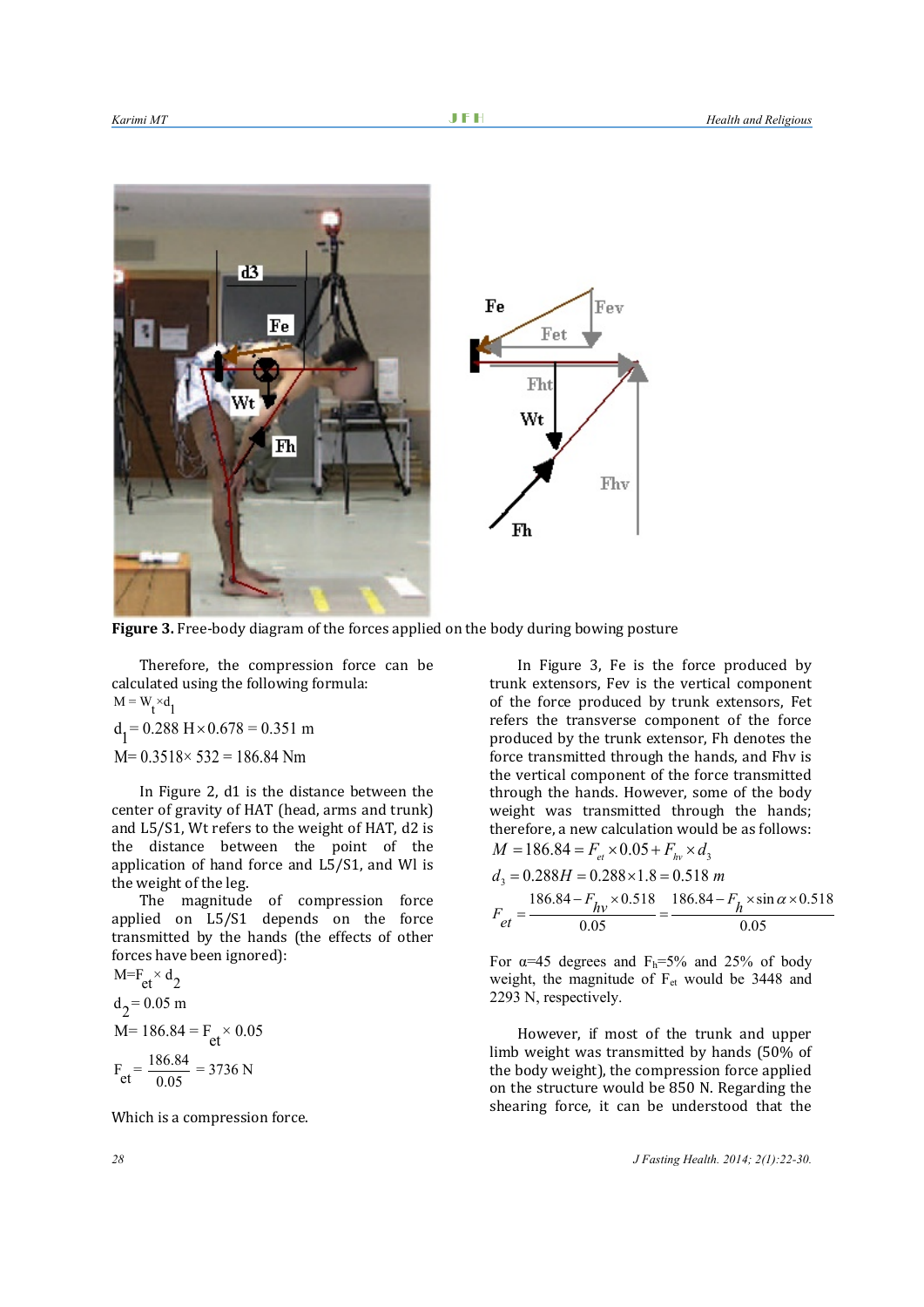**Figure 3.** Free-body diagram of the forces applied on the body during bowing posture

Therefore, the compression force can be calculated using the following formula:

$M = W_t \times d_1$

$d_1 = 0.288\ H \times 0.678 = 0.351$ m

$M = 0.3518 \times 532 = 186.84$ Nm

In Figure 2, d1 is the distance between the center of gravity of HAT (head, arms and trunk) and L5/S1, Wt refers to the weight of HAT, d2 is the distance between the point of the application of hand force and L5/S1, and Wl is the weight of the leg.

The magnitude of compression force applied on L5/S1 depends on the force transmitted by the hands (the effects of other forces have been ignored):

$M = F_{et} \times d_2$

$d_2 = 0.05$ m

$M = 186.84 = F_{et} \times 0.05$

$$F_{et} = \frac{186.84}{0.05} = 3736\ \text{N}$$

Which is a compression force.

In Figure 3, Fe is the force produced by trunk extensors, Fev is the vertical component of the force produced by trunk extensors, Fet refers the transverse component of the force produced by the trunk extensor, Fh denotes the force transmitted through the hands, and Fhv is the vertical component of the force transmitted through the hands. However, some of the body weight was transmitted through the hands; therefore, a new calculation would be as follows:

$$M = 186.84 = F_{et} \times 0.05 + F_{hv} \times d_3$$

$$d_3 = 0.288H = 0.288 \times 1.8 = 0.518\ m$$

$$F_{et} = \frac{186.84 - F_{hv} \times 0.518}{0.05} = \frac{186.84 - F_h \times \sin\alpha \times 0.518}{0.05}$$

For α=45 degrees and $F_h$=5% and 25% of body weight, the magnitude of $F_{et}$ would be 3448 and 2293 N, respectively.

However, if most of the trunk and upper limb weight was transmitted by hands (50% of the body weight), the compression force applied on the structure would be 850 N. Regarding the shearing force, it can be understood that the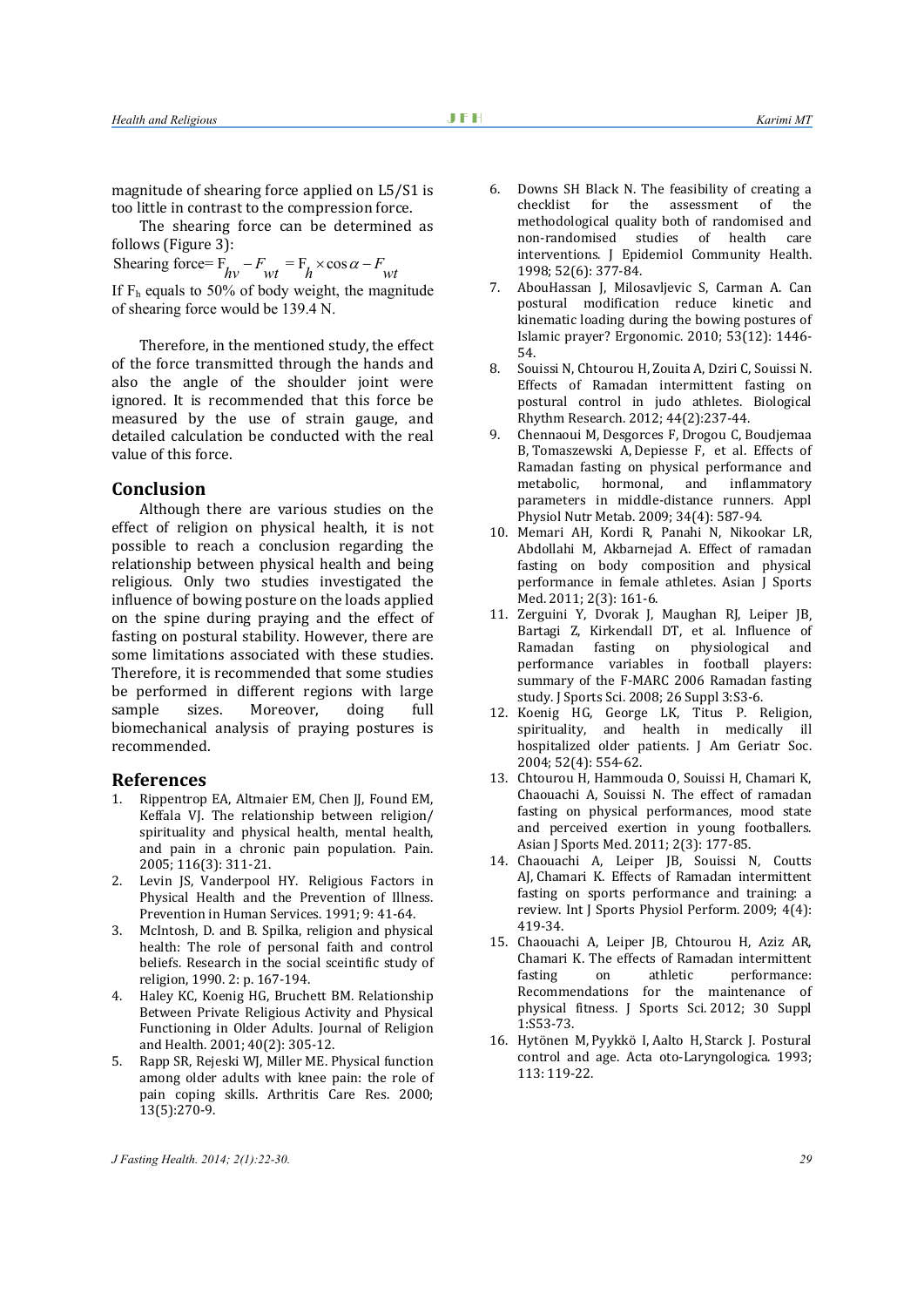magnitude of shearing force applied on L5/S1 is too little in contrast to the compression force.

The shearing force can be determined as follows (Figure 3):

$$\text{Shearing force} = F_{hv} - F_{wt} = F_h \times \cos\alpha - F_{wt}$$

If $F_h$ equals to 50% of body weight, the magnitude of shearing force would be 139.4 N.

Therefore, in the mentioned study, the effect of the force transmitted through the hands and also the angle of the shoulder joint were ignored. It is recommended that this force be measured by the use of strain gauge, and detailed calculation be conducted with the real value of this force.

## Conclusion

Although there are various studies on the effect of religion on physical health, it is not possible to reach a conclusion regarding the relationship between physical health and being religious. Only two studies investigated the influence of bowing posture on the loads applied on the spine during praying and the effect of fasting on postural stability. However, there are some limitations associated with these studies. Therefore, it is recommended that some studies be performed in different regions with large sample sizes. Moreover, doing full biomechanical analysis of praying postures is recommended.

## References

1. Rippentrop EA, Altmaier EM, Chen JJ, Found EM, Keffala VJ. The relationship between religion/ spirituality and physical health, mental health, and pain in a chronic pain population. Pain. 2005; 116(3): 311-21.
2. Levin JS, Vanderpool HY. Religious Factors in Physical Health and the Prevention of Illness. Prevention in Human Services. 1991; 9: 41-64.
3. McIntosh, D. and B. Spilka, religion and physical health: The role of personal faith and control beliefs. Research in the social sceintific study of religion, 1990. 2: p. 167-194.
4. Haley KC, Koenig HG, Bruchett BM. Relationship Between Private Religious Activity and Physical Functioning in Older Adults. Journal of Religion and Health. 2001; 40(2): 305-12.
5. Rapp SR, Rejeski WJ, Miller ME. Physical function among older adults with knee pain: the role of pain coping skills. Arthritis Care Res. 2000; 13(5):270-9.
6. Downs SH Black N. The feasibility of creating a checklist for the assessment of the methodological quality both of randomised and non-randomised studies of health care interventions. J Epidemiol Community Health. 1998; 52(6): 377-84.
7. AbouHassan J, Milosavljevic S, Carman A. Can postural modification reduce kinetic and kinematic loading during the bowing postures of Islamic prayer? Ergonomic. 2010; 53(12): 1446-54.
8. Souissi N, Chtourou H, Zouita A, Dziri C, Souissi N. Effects of Ramadan intermittent fasting on postural control in judo athletes. Biological Rhythm Research. 2012; 44(2):237-44.
9. Chennaoui M, Desgorces F, Drogou C, Boudjemaa B, Tomaszewski A, Depiesse F, et al. Effects of Ramadan fasting on physical performance and metabolic, hormonal, and inflammatory parameters in middle-distance runners. Appl Physiol Nutr Metab. 2009; 34(4): 587-94.
10. Memari AH, Kordi R, Panahi N, Nikookar LR, Abdollahi M, Akbarnejad A. Effect of ramadan fasting on body composition and physical performance in female athletes. Asian J Sports Med. 2011; 2(3): 161-6.
11. Zerguini Y, Dvorak J, Maughan RJ, Leiper JB, Bartagi Z, Kirkendall DT, et al. Influence of Ramadan fasting on physiological and performance variables in football players: summary of the F-MARC 2006 Ramadan fasting study. J Sports Sci. 2008; 26 Suppl 3:S3-6.
12. Koenig HG, George LK, Titus P. Religion, spirituality, and health in medically ill hospitalized older patients. J Am Geriatr Soc. 2004; 52(4): 554-62.
13. Chtourou H, Hammouda O, Souissi H, Chamari K, Chaouachi A, Souissi N. The effect of ramadan fasting on physical performances, mood state and perceived exertion in young footballers. Asian J Sports Med. 2011; 2(3): 177-85.
14. Chaouachi A, Leiper JB, Souissi N, Coutts AJ, Chamari K. Effects of Ramadan intermittent fasting on sports performance and training: a review. Int J Sports Physiol Perform. 2009; 4(4): 419-34.
15. Chaouachi A, Leiper JB, Chtourou H, Aziz AR, Chamari K. The effects of Ramadan intermittent fasting on athletic performance: Recommendations for the maintenance of physical fitness. J Sports Sci. 2012; 30 Suppl 1:S53-73.
16. Hytönen M, Pyykkö I, Aalto H, Starck J. Postural control and age. Acta oto-Laryngologica. 1993; 113: 119-22.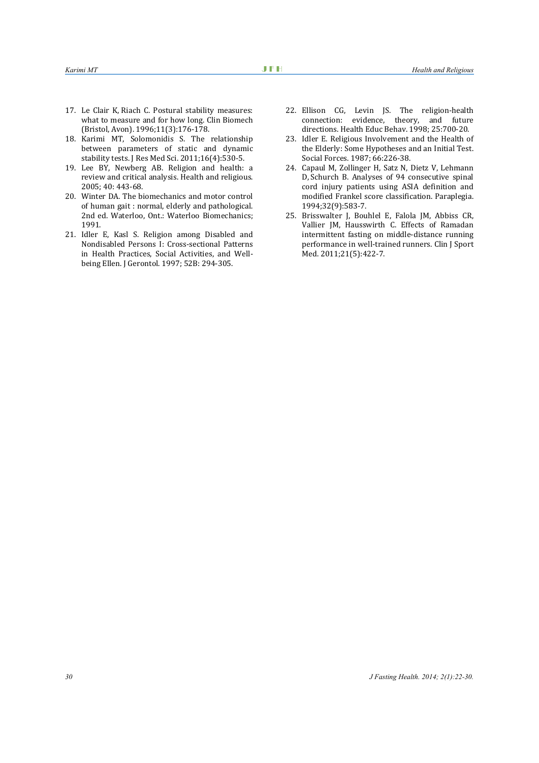17. Le Clair K, Riach C. Postural stability measures: what to measure and for how long. Clin Biomech (Bristol, Avon). 1996;11(3):176-178.
18. Karimi MT, Solomonidis S. The relationship between parameters of static and dynamic stability tests. J Res Med Sci. 2011;16(4):530-5.
19. Lee BY, Newberg AB. Religion and health: a review and critical analysis. Health and religious. 2005; 40: 443-68.
20. Winter DA. The biomechanics and motor control of human gait : normal, elderly and pathological. 2nd ed. Waterloo, Ont.: Waterloo Biomechanics; 1991.
21. Idler E, Kasl S. Religion among Disabled and Nondisabled Persons I: Cross-sectional Patterns in Health Practices, Social Activities, and Well-being Ellen. J Gerontol. 1997; 52B: 294-305.
22. Ellison CG, Levin JS. The religion-health connection: evidence, theory, and future directions. Health Educ Behav. 1998; 25:700-20.
23. Idler E. Religious Involvement and the Health of the Elderly: Some Hypotheses and an Initial Test. Social Forces. 1987; 66:226-38.
24. Capaul M, Zollinger H, Satz N, Dietz V, Lehmann D, Schurch B. Analyses of 94 consecutive spinal cord injury patients using ASIA definition and modified Frankel score classification. Paraplegia. 1994;32(9):583-7.
25. Brisswalter J, Bouhlel E, Falola JM, Abbiss CR, Vallier JM, Hausswirth C. Effects of Ramadan intermittent fasting on middle-distance running performance in well-trained runners. Clin J Sport Med. 2011;21(5):422-7.